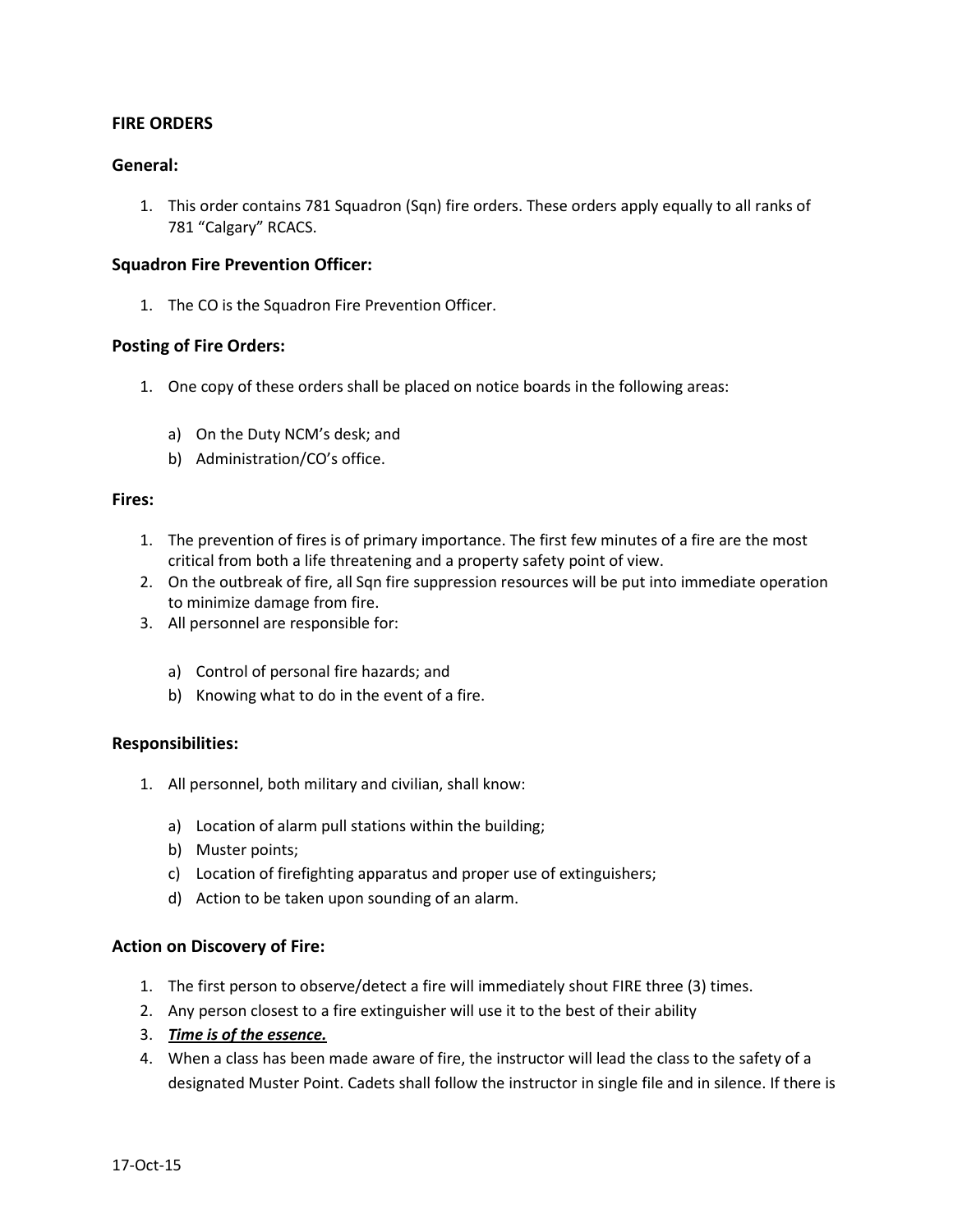**FIRE ORDERS**

## General:

1. This order contains 781 Squadron (Sqn) fire orders. These orders apply equally to all ranks of 781 "Calgary" RCACS.

## Squadron Fire Prevention Officer:

1. The CO is the Squadron Fire Prevention Officer.

## Posting of Fire Orders:

1. One copy of these orders shall be placed on notice boards in the following areas:

    a) On the Duty NCM's desk; and
    b) Administration/CO's office.

## Fires:

1. The prevention of fires is of primary importance. The first few minutes of a fire are the most critical from both a life threatening and a property safety point of view.
2. On the outbreak of fire, all Sqn fire suppression resources will be put into immediate operation to minimize damage from fire.
3. All personnel are responsible for:

    a) Control of personal fire hazards; and
    b) Knowing what to do in the event of a fire.

## Responsibilities:

1. All personnel, both military and civilian, shall know:

    a) Location of alarm pull stations within the building;
    b) Muster points;
    c) Location of firefighting apparatus and proper use of extinguishers;
    d) Action to be taken upon sounding of an alarm.

## Action on Discovery of Fire:

1. The first person to observe/detect a fire will immediately shout FIRE three (3) times.
2. Any person closest to a fire extinguisher will use it to the best of their ability
3. ***<u>Time is of the essence.</u>***
4. When a class has been made aware of fire, the instructor will lead the class to the safety of a designated Muster Point. Cadets shall follow the instructor in single file and in silence. If there is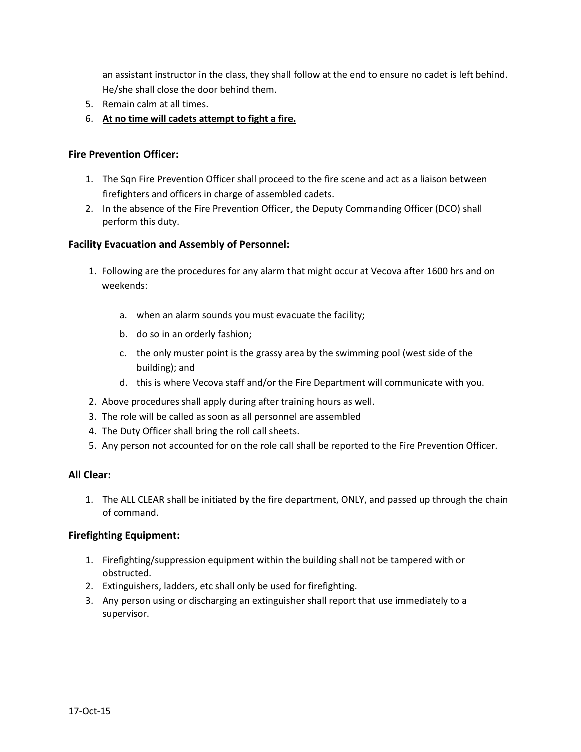an assistant instructor in the class, they shall follow at the end to ensure no cadet is left behind. He/she shall close the door behind them.

5. Remain calm at all times.
6. **<u>At no time will cadets attempt to fight a fire.</u>**

### Fire Prevention Officer:

1. The Sqn Fire Prevention Officer shall proceed to the fire scene and act as a liaison between firefighters and officers in charge of assembled cadets.
2. In the absence of the Fire Prevention Officer, the Deputy Commanding Officer (DCO) shall perform this duty.

### Facility Evacuation and Assembly of Personnel:

1. Following are the procedures for any alarm that might occur at Vecova after 1600 hrs and on weekends:

    a. when an alarm sounds you must evacuate the facility;

    b. do so in an orderly fashion;

    c. the only muster point is the grassy area by the swimming pool (west side of the building); and

    d. this is where Vecova staff and/or the Fire Department will communicate with you.

2. Above procedures shall apply during after training hours as well.
3. The role will be called as soon as all personnel are assembled
4. The Duty Officer shall bring the roll call sheets.
5. Any person not accounted for on the role call shall be reported to the Fire Prevention Officer.

### All Clear:

1. The ALL CLEAR shall be initiated by the fire department, ONLY, and passed up through the chain of command.

### Firefighting Equipment:

1. Firefighting/suppression equipment within the building shall not be tampered with or obstructed.
2. Extinguishers, ladders, etc shall only be used for firefighting.
3. Any person using or discharging an extinguisher shall report that use immediately to a supervisor.

17-Oct-15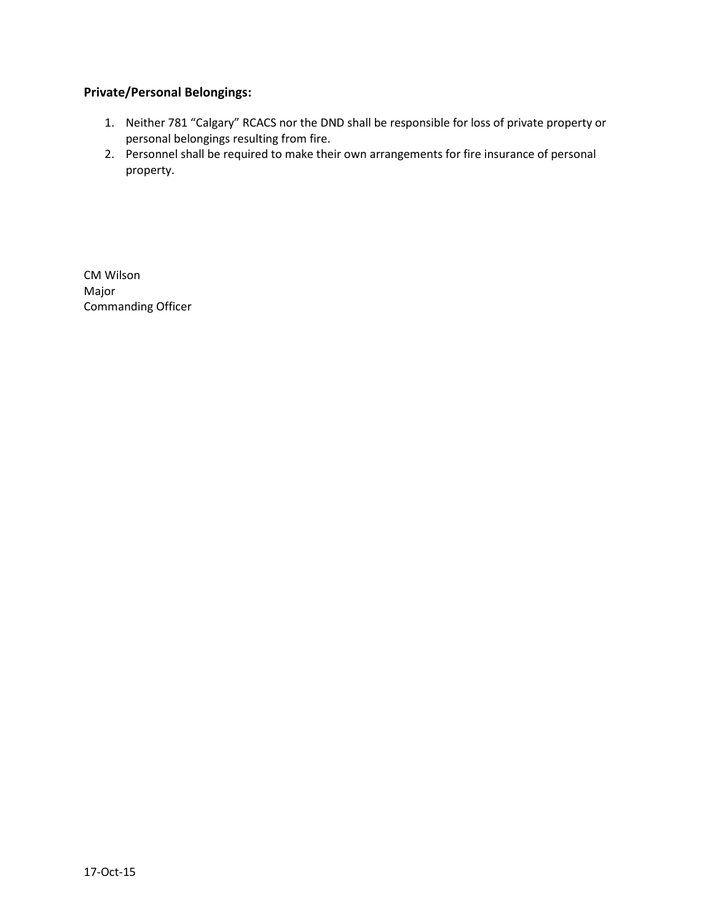**Private/Personal Belongings:**

1. Neither 781 “Calgary” RCACS nor the DND shall be responsible for loss of private property or personal belongings resulting from fire.
2. Personnel shall be required to make their own arrangements for fire insurance of personal property.

CM Wilson
Major
Commanding Officer

17-Oct-15